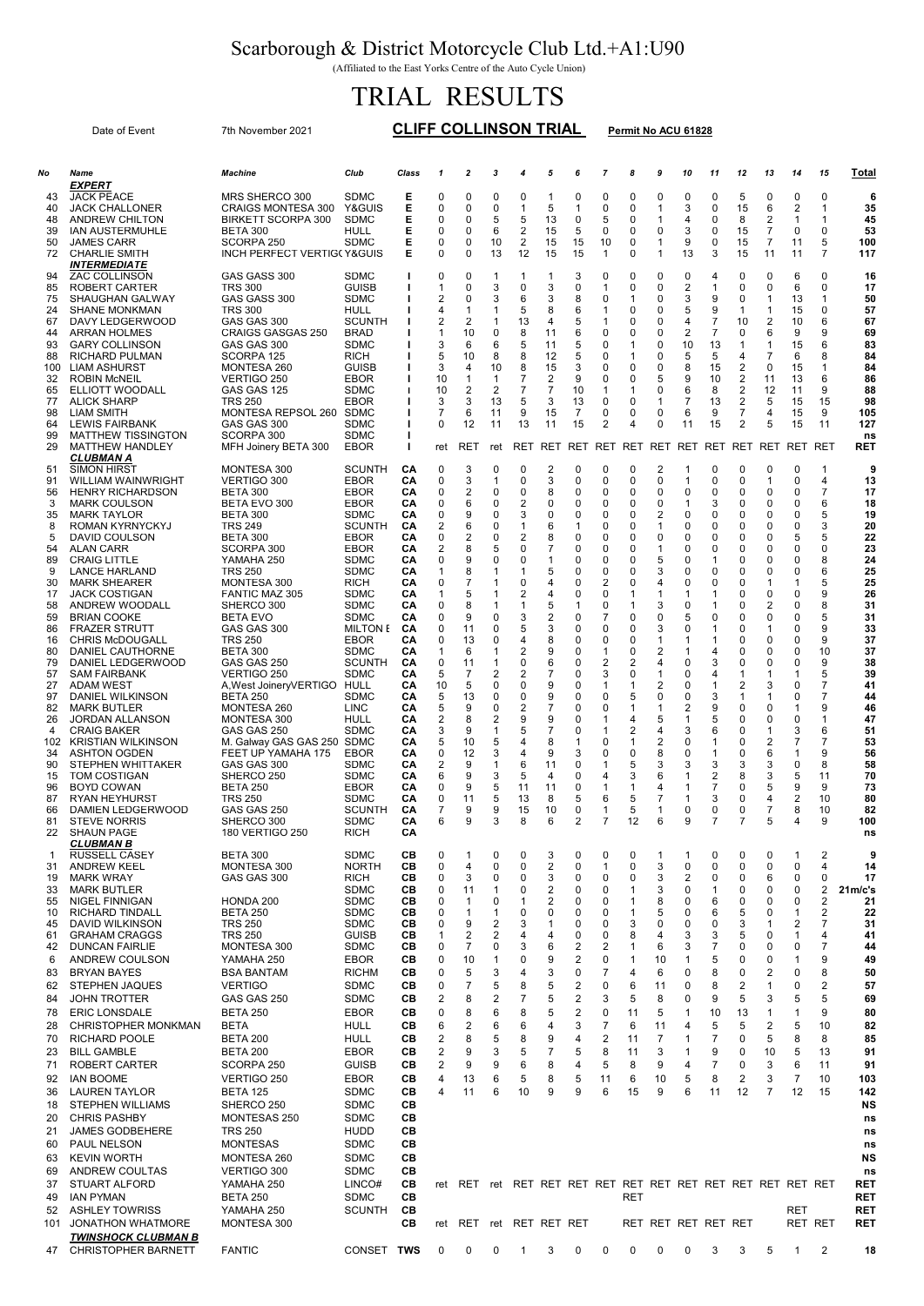# Scarborough & District Motorcycle Club Ltd.+A1:U90

(Affiliated to the East Yorks Centre of the Auto Cycle Union)

# TRIAL RESULTS

Date of Event 7th November 2021 **CLIFF COLLINSON TRIAL** **Permit No ACU 61828**

| No | Name | Machine | Club | Class | 1 | 2 | 3 | 4 | 5 | 6 | 7 | 8 | 9 | 10 | 11 | 12 | 13 | 14 | 15 | Total |
|---|---|---|---|---|---|---|---|---|---|---|---|---|---|---|---|---|---|---|---|---|
| | ***EXPERT*** | | | | | | | | | | | | | | | | | | | |
| 43 | JACK PEACE | MRS SHERCO 300 | SDMC | E | 0 | 0 | 0 | 0 | 1 | 0 | 0 | 0 | 0 | 0 | 0 | 5 | 0 | 0 | 0 | 6 |
| 40 | JACK CHALLONER | CRAIGS MONTESA 300 | Y&GUIS | E | 0 | 0 | 0 | 1 | 5 | 1 | 0 | 0 | 1 | 3 | 0 | 15 | 6 | 2 | 1 | 35 |
| 48 | ANDREW CHILTON | BIRKETT SCORPA 300 | SDMC | E | 0 | 0 | 5 | 5 | 13 | 0 | 5 | 0 | 1 | 4 | 0 | 8 | 2 | 1 | 1 | 45 |
| 39 | IAN AUSTERMUHLE | BETA 300 | HULL | E | 0 | 0 | 6 | 2 | 15 | 5 | 0 | 0 | 0 | 3 | 0 | 15 | 7 | 0 | 0 | 53 |
| 50 | JAMES CARR | SCORPA 250 | SDMC | E | 0 | 0 | 10 | 2 | 15 | 15 | 10 | 0 | 1 | 9 | 0 | 15 | 7 | 11 | 5 | 100 |
| 72 | CHARLIE SMITH | INCH PERFECT VERTIG( | Y&GUIS | E | 0 | 0 | 13 | 12 | 15 | 15 | 1 | 0 | 1 | 13 | 3 | 15 | 11 | 11 | 7 | 117 |
| | ***INTERMEDIATE*** | | | | | | | | | | | | | | | | | | | |
| 94 | ZAC COLLINSON | GAS GASS 300 | SDMC | I | 0 | 0 | 1 | 1 | 1 | 3 | 0 | 0 | 0 | 0 | 4 | 0 | 0 | 6 | 0 | 16 |
| 85 | ROBERT CARTER | TRS 300 | GUISB | I | 1 | 0 | 3 | 0 | 3 | 0 | 1 | 0 | 0 | 2 | 1 | 0 | 0 | 6 | 0 | 17 |
| 75 | SHAUGHAN GALWAY | GAS GASS 300 | SDMC | I | 2 | 0 | 3 | 6 | 3 | 8 | 0 | 1 | 0 | 3 | 9 | 0 | 1 | 13 | 1 | 50 |
| 24 | SHANE MONKMAN | TRS 300 | HULL | I | 4 | 1 | 1 | 5 | 8 | 6 | 1 | 0 | 0 | 5 | 9 | 1 | 1 | 15 | 0 | 57 |
| 67 | DAVY LEDGERWOOD | GAS GAS 300 | SCUNTH | I | 2 | 2 | 1 | 13 | 4 | 5 | 1 | 0 | 0 | 4 | 7 | 10 | 2 | 10 | 6 | 67 |
| 44 | ARRAN HOLMES | CRAIGS GASGAS 250 | BRAD | I | 1 | 10 | 0 | 8 | 11 | 6 | 0 | 0 | 0 | 2 | 7 | 0 | 6 | 9 | 9 | 69 |
| 93 | GARY COLLINSON | GAS GAS 300 | SDMC | I | 3 | 6 | 6 | 5 | 11 | 5 | 0 | 1 | 0 | 10 | 13 | 1 | 1 | 15 | 6 | 83 |
| 88 | RICHARD PULMAN | SCORPA 125 | RICH | I | 5 | 10 | 8 | 8 | 12 | 5 | 0 | 1 | 0 | 5 | 5 | 4 | 7 | 6 | 8 | 84 |
| 100 | LIAM ASHURST | MONTESA 260 | GUISB | I | 3 | 4 | 10 | 8 | 15 | 3 | 0 | 0 | 0 | 8 | 15 | 2 | 0 | 15 | 1 | 84 |
| 32 | ROBIN McNEIL | VERTIGO 250 | EBOR | I | 10 | 1 | 1 | 7 | 2 | 9 | 0 | 0 | 5 | 9 | 10 | 2 | 11 | 13 | 6 | 86 |
| 65 | ELLIOTT WOODALL | GAS GAS 125 | SDMC | I | 10 | 2 | 2 | 7 | 7 | 10 | 1 | 1 | 0 | 6 | 8 | 2 | 12 | 11 | 9 | 88 |
| 77 | ALICK SHARP | TRS 250 | EBOR | I | 3 | 3 | 13 | 5 | 3 | 13 | 0 | 0 | 1 | 7 | 13 | 2 | 5 | 15 | 15 | 98 |
| 98 | LIAM SMITH | MONTESA REPSOL 260 | SDMC | I | 7 | 6 | 11 | 9 | 15 | 7 | 0 | 0 | 0 | 6 | 9 | 7 | 4 | 15 | 9 | 105 |
| 64 | LEWIS FAIRBANK | GAS GAS 300 | SDMC | I | 0 | 12 | 11 | 13 | 11 | 15 | 2 | 4 | 0 | 11 | 15 | 2 | 5 | 15 | 11 | 127 |
| 99 | MATTHEW TISSINGTON | SCORPA 300 | SDMC | I | | | | | | | | | | | | | | | | ns |
| 29 | MATTHEW HANDLEY | MFH Joinery BETA 300 | EBOR | I | ret | RET | ret | RET | RET | RET | RET | RET | RET | RET | RET | RET | RET | RET | RET | RET |
| | ***CLUBMAN A*** | | | | | | | | | | | | | | | | | | | |
| 51 | SIMON HIRST | MONTESA 300 | SCUNTH | CA | 0 | 3 | 0 | 0 | 2 | 0 | 0 | 0 | 2 | 1 | 0 | 0 | 0 | 0 | 1 | 9 |
| 91 | WILLIAM WAINWRIGHT | VERTIGO 300 | EBOR | CA | 0 | 3 | 1 | 0 | 3 | 0 | 0 | 0 | 0 | 1 | 0 | 0 | 1 | 0 | 4 | 13 |
| 56 | HENRY RICHARDSON | BETA 300 | EBOR | CA | 0 | 2 | 0 | 0 | 8 | 0 | 0 | 0 | 0 | 0 | 0 | 0 | 0 | 0 | 7 | 17 |
| 3 | MARK COULSON | BETA EVO 300 | EBOR | CA | 0 | 6 | 0 | 2 | 0 | 0 | 0 | 0 | 0 | 1 | 3 | 0 | 0 | 0 | 6 | 18 |
| 35 | MARK TAYLOR | BETA 300 | SDMC | CA | 0 | 9 | 0 | 3 | 0 | 0 | 0 | 0 | 2 | 0 | 0 | 0 | 0 | 0 | 5 | 19 |
| 8 | ROMAN KYRNYCKYJ | TRS 249 | SCUNTH | CA | 2 | 6 | 0 | 1 | 6 | 1 | 0 | 0 | 1 | 0 | 0 | 0 | 0 | 0 | 3 | 20 |
| 5 | DAVID COULSON | BETA 300 | EBOR | CA | 0 | 2 | 0 | 2 | 8 | 0 | 0 | 0 | 0 | 0 | 0 | 0 | 0 | 5 | 5 | 22 |
| 54 | ALAN CARR | SCORPA 300 | EBOR | CA | 2 | 8 | 5 | 0 | 7 | 0 | 0 | 0 | 1 | 0 | 0 | 0 | 0 | 0 | 0 | 23 |
| 89 | CRAIG LITTLE | YAMAHA 250 | SDMC | CA | 0 | 9 | 0 | 0 | 1 | 0 | 0 | 0 | 5 | 0 | 1 | 0 | 0 | 0 | 8 | 24 |
| 9 | LANCE HARLAND | TRS 250 | SDMC | CA | 1 | 8 | 1 | 1 | 5 | 0 | 0 | 0 | 3 | 0 | 0 | 0 | 0 | 0 | 6 | 25 |
| 30 | MARK SHEARER | MONTESA 300 | RICH | CA | 0 | 7 | 1 | 0 | 4 | 0 | 2 | 0 | 4 | 0 | 0 | 0 | 1 | 1 | 5 | 25 |
| 17 | JACK COSTIGAN | FANTIC MAZ 305 | SDMC | CA | 1 | 5 | 1 | 2 | 4 | 0 | 0 | 1 | 1 | 1 | 1 | 0 | 0 | 0 | 9 | 26 |
| 58 | ANDREW WOODALL | SHERCO 300 | SDMC | CA | 0 | 8 | 1 | 1 | 5 | 1 | 0 | 1 | 3 | 0 | 1 | 0 | 2 | 0 | 8 | 31 |
| 59 | BRIAN COOKE | BETA EVO | SDMC | CA | 0 | 9 | 0 | 3 | 2 | 0 | 7 | 0 | 0 | 5 | 0 | 0 | 0 | 0 | 5 | 31 |
| 86 | FRAZER STRUTT | GAS GAS 300 | MILTON E | CA | 0 | 11 | 0 | 5 | 3 | 0 | 0 | 0 | 3 | 0 | 1 | 0 | 1 | 0 | 9 | 33 |
| 16 | CHRIS McDOUGALL | TRS 250 | EBOR | CA | 0 | 13 | 0 | 4 | 8 | 0 | 0 | 0 | 1 | 1 | 1 | 0 | 0 | 0 | 9 | 37 |
| 80 | DANIEL CAUTHORNE | BETA 300 | SDMC | CA | 1 | 6 | 1 | 2 | 9 | 0 | 1 | 0 | 2 | 1 | 4 | 0 | 0 | 0 | 10 | 37 |
| 79 | DANIEL LEDGERWOOD | GAS GAS 250 | SCUNTH | CA | 0 | 11 | 1 | 0 | 6 | 0 | 2 | 2 | 4 | 0 | 3 | 0 | 0 | 0 | 9 | 38 |
| 57 | SAM FAIRBANK | VERTIGO 250 | SDMC | CA | 5 | 7 | 2 | 2 | 7 | 0 | 3 | 0 | 1 | 0 | 4 | 1 | 1 | 1 | 5 | 39 |
| 27 | ADAM WEST | A,West JoineryVERTIGO | HULL | CA | 10 | 5 | 0 | 0 | 9 | 0 | 1 | 1 | 2 | 0 | 1 | 2 | 3 | 0 | 7 | 41 |
| 97 | DANIEL WILKINSON | BETA 250 | SDMC | CA | 5 | 13 | 0 | 0 | 9 | 0 | 0 | 5 | 0 | 0 | 3 | 1 | 1 | 0 | 7 | 44 |
| 82 | MARK BUTLER | MONTESA 260 | LINC | CA | 5 | 9 | 0 | 2 | 7 | 0 | 0 | 1 | 1 | 2 | 9 | 0 | 0 | 1 | 9 | 46 |
| 26 | JORDAN ALLANSON | MONTESA 300 | HULL | CA | 2 | 8 | 2 | 9 | 9 | 0 | 1 | 4 | 5 | 1 | 5 | 0 | 0 | 0 | 1 | 47 |
| 4 | CRAIG BAKER | GAS GAS 250 | SDMC | CA | 3 | 9 | 1 | 5 | 7 | 0 | 1 | 2 | 4 | 3 | 6 | 0 | 1 | 3 | 6 | 51 |
| 102 | KRISTIAN WILKINSON | M. Galway GAS GAS 250 | SDMC | CA | 5 | 10 | 5 | 4 | 8 | 1 | 0 | 1 | 2 | 0 | 1 | 0 | 2 | 7 | 7 | 53 |
| 34 | ASHTON OGDEN | FEET UP YAMAHA 175 | EBOR | CA | 0 | 12 | 3 | 4 | 9 | 3 | 0 | 0 | 8 | 0 | 1 | 0 | 6 | 1 | 9 | 56 |
| 90 | STEPHEN WHITTAKER | GAS GAS 300 | SDMC | CA | 2 | 9 | 1 | 6 | 11 | 0 | 1 | 5 | 3 | 3 | 3 | 3 | 3 | 0 | 8 | 58 |
| 15 | TOM COSTIGAN | SHERCO 250 | SDMC | CA | 6 | 9 | 3 | 5 | 4 | 0 | 4 | 3 | 6 | 1 | 2 | 8 | 3 | 5 | 11 | 70 |
| 96 | BOYD COWAN | BETA 250 | EBOR | CA | 0 | 9 | 5 | 11 | 11 | 0 | 1 | 1 | 4 | 1 | 7 | 0 | 5 | 9 | 9 | 73 |
| 87 | RYAN HEYHURST | TRS 250 | SDMC | CA | 0 | 11 | 5 | 13 | 8 | 5 | 6 | 5 | 7 | 1 | 3 | 0 | 4 | 2 | 10 | 80 |
| 66 | DAMIEN LEDGERWOOD | GAS GAS 250 | SCUNTH | CA | 7 | 9 | 9 | 15 | 10 | 0 | 1 | 5 | 1 | 0 | 0 | 0 | 7 | 8 | 10 | 82 |
| 81 | STEVE NORRIS | SHERCO 300 | SDMC | CA | 6 | 9 | 3 | 8 | 6 | 2 | 7 | 12 | 6 | 9 | 7 | 7 | 5 | 4 | 9 | 100 |
| 22 | SHAUN PAGE | 180 VERTIGO 250 | RICH | CA | | | | | | | | | | | | | | | | ns |
| | ***CLUBMAN B*** | | | | | | | | | | | | | | | | | | | |
| 1 | RUSSELL CASEY | BETA 300 | SDMC | CB | 0 | 1 | 0 | 0 | 3 | 0 | 0 | 0 | 1 | 1 | 0 | 0 | 0 | 1 | 2 | 9 |
| 31 | ANDREW KEEL | MONTESA 300 | NORTH | CB | 0 | 4 | 0 | 0 | 2 | 0 | 1 | 0 | 3 | 0 | 0 | 0 | 0 | 0 | 4 | 14 |
| 19 | MARK WRAY | GAS GAS 300 | RICH | CB | 0 | 3 | 0 | 0 | 3 | 0 | 0 | 0 | 3 | 2 | 0 | 0 | 6 | 0 | 0 | 17 |
| 33 | MARK BUTLER | | SDMC | CB | 0 | 11 | 1 | 0 | 2 | 0 | 0 | 1 | 3 | 0 | 1 | 0 | 0 | 0 | 2 | 21m/c's |
| 55 | NIGEL FINNIGAN | HONDA 200 | SDMC | CB | 0 | 1 | 0 | 1 | 2 | 0 | 0 | 1 | 8 | 0 | 6 | 0 | 0 | 0 | 2 | 21 |
| 10 | RICHARD TINDALL | BETA 250 | SDMC | CB | 0 | 1 | 1 | 0 | 0 | 0 | 0 | 1 | 5 | 0 | 6 | 5 | 0 | 1 | 2 | 22 |
| 45 | DAVID WILKINSON | TRS 250 | SDMC | CB | 0 | 9 | 2 | 3 | 1 | 0 | 0 | 3 | 0 | 0 | 0 | 3 | 1 | 2 | 7 | 31 |
| 61 | GRAHAM CRAGGS | TRS 250 | GUISB | CB | 1 | 2 | 2 | 4 | 4 | 0 | 0 | 8 | 4 | 3 | 3 | 5 | 0 | 1 | 4 | 41 |
| 42 | DUNCAN FAIRLIE | MONTESA 300 | SDMC | CB | 0 | 7 | 0 | 3 | 6 | 2 | 2 | 1 | 6 | 3 | 7 | 0 | 0 | 0 | 7 | 44 |
| 6 | ANDREW COULSON | YAMAHA 250 | EBOR | CB | 0 | 10 | 1 | 0 | 9 | 2 | 0 | 1 | 10 | 1 | 5 | 0 | 0 | 1 | 9 | 49 |
| 83 | BRYAN BAYES | BSA BANTAM | RICHM | CB | 0 | 5 | 3 | 4 | 3 | 0 | 7 | 4 | 6 | 0 | 8 | 0 | 2 | 0 | 8 | 50 |
| 62 | STEPHEN JAQUES | VERTIGO | SDMC | CB | 0 | 7 | 5 | 8 | 5 | 2 | 0 | 6 | 11 | 0 | 8 | 2 | 1 | 0 | 2 | 57 |
| 84 | JOHN TROTTER | GAS GAS 250 | SDMC | CB | 2 | 8 | 2 | 7 | 5 | 2 | 3 | 5 | 8 | 0 | 9 | 5 | 3 | 5 | 5 | 69 |
| 78 | ERIC LONSDALE | BETA 250 | EBOR | CB | 0 | 8 | 6 | 8 | 5 | 2 | 0 | 11 | 5 | 1 | 10 | 13 | 1 | 1 | 9 | 80 |
| 28 | CHRISTOPHER MONKMAN | BETA | HULL | CB | 6 | 2 | 6 | 6 | 4 | 3 | 7 | 6 | 11 | 4 | 5 | 5 | 2 | 5 | 10 | 82 |
| 70 | RICHARD POOLE | BETA 200 | HULL | CB | 2 | 8 | 5 | 8 | 9 | 4 | 2 | 11 | 7 | 1 | 7 | 0 | 5 | 8 | 8 | 85 |
| 23 | BILL GAMBLE | BETA 200 | EBOR | CB | 2 | 9 | 3 | 5 | 7 | 5 | 8 | 11 | 3 | 1 | 9 | 0 | 10 | 5 | 13 | 91 |
| 71 | ROBERT CARTER | SCORPA 250 | GUISB | CB | 2 | 9 | 9 | 6 | 8 | 4 | 5 | 8 | 9 | 4 | 7 | 0 | 3 | 6 | 11 | 91 |
| 92 | IAN BOOME | VERTIGO 250 | EBOR | CB | 4 | 13 | 6 | 5 | 8 | 5 | 11 | 6 | 10 | 5 | 8 | 2 | 3 | 7 | 10 | 103 |
| 36 | LAUREN TAYLOR | BETA 125 | SDMC | CB | 4 | 11 | 6 | 10 | 9 | 9 | 6 | 15 | 9 | 6 | 11 | 12 | 7 | 12 | 15 | 142 |
| 18 | STEPHEN WILLIAMS | SHERCO 250 | SDMC | CB | | | | | | | | | | | | | | | | NS |
| 20 | CHRIS PASHBY | MONTESAS 250 | SDMC | CB | | | | | | | | | | | | | | | | ns |
| 21 | JAMES GODBEHERE | TRS 250 | HUDD | CB | | | | | | | | | | | | | | | | ns |
| 60 | PAUL NELSON | MONTESAS | SDMC | CB | | | | | | | | | | | | | | | | ns |
| 63 | KEVIN WORTH | MONTESA 260 | SDMC | CB | | | | | | | | | | | | | | | | NS |
| 69 | ANDREW COULTAS | VERTIGO 300 | SDMC | CB | | | | | | | | | | | | | | | | ns |
| 37 | STUART ALFORD | YAMAHA 250 | LINCO# | CB | ret | RET | ret | RET | RET | RET | RET | RET | RET | RET | RET | RET | RET | RET | RET | RET |
| 49 | IAN PYMAN | BETA 250 | SDMC | CB | | | | | | | | RET | | | | | | | | RET |
| 52 | ASHLEY TOWRISS | YAMAHA 250 | SCUNTH | CB | | | | | | | | | | | | | | RET | | RET |
| 101 | JONATHON WHATMORE | MONTESA 300 | | CB | ret | RET | ret | RET | RET | RET | | RET | RET | RET | RET | RET | | RET | RET | RET |
| | ***TWINSHOCK CLUBMAN B*** | | | | | | | | | | | | | | | | | | | |
| 47 | CHRISTOPHER BARNETT | FANTIC | CONSET | TWS | 0 | 0 | 0 | 1 | 3 | 0 | 0 | 0 | 0 | 0 | 3 | 3 | 5 | 1 | 2 | 18 |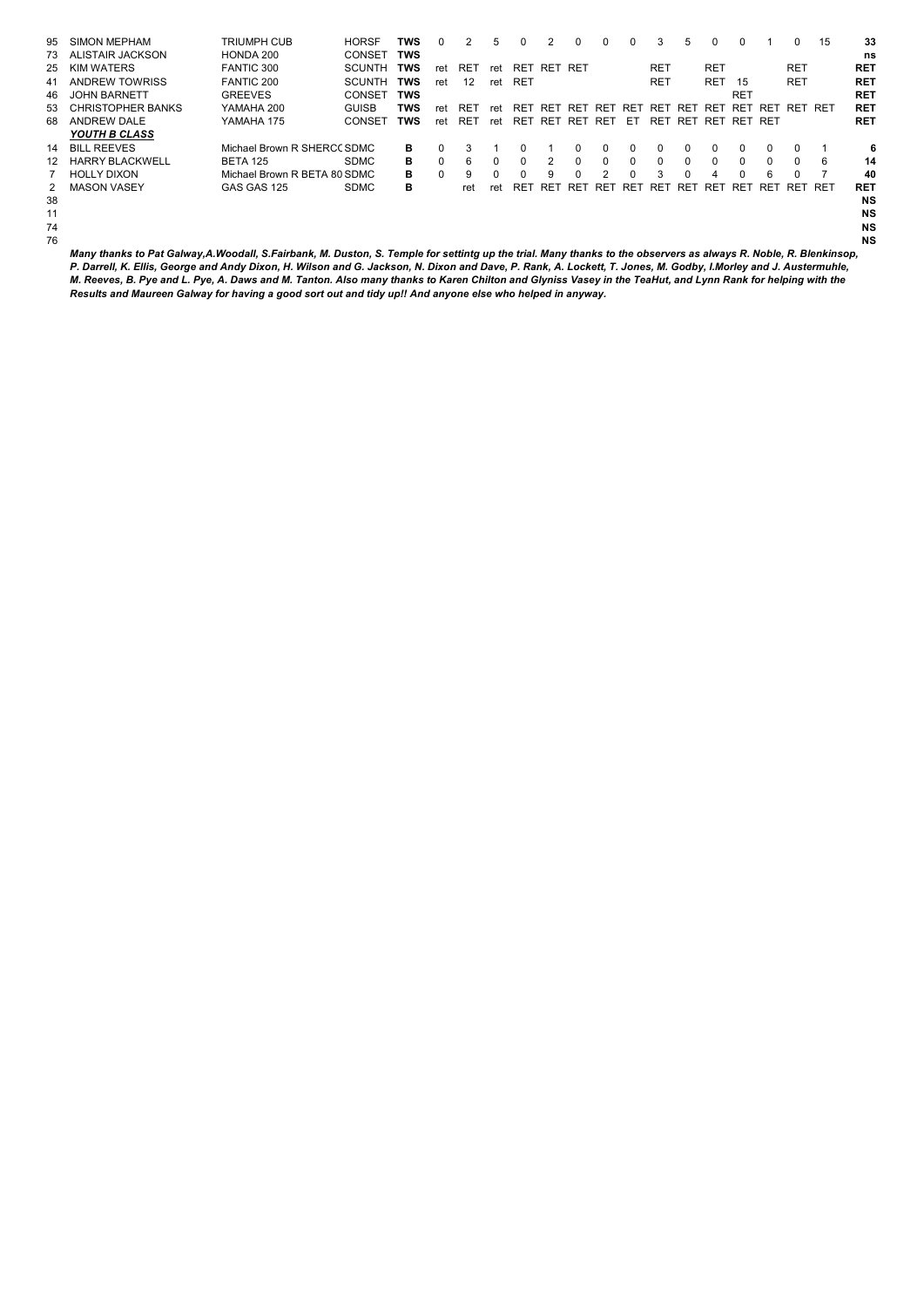| | | | | | | | | | | | | | | | | | | | | |
|---|---|---|---|---|---|---|---|---|---|---|---|---|---|---|---|---|---|---|---|---|
| 95 | SIMON MEPHAM | TRIUMPH CUB | HORSF | **TWS** | 0 | 2 | 5 | 0 | 2 | 0 | 0 | 0 | 3 | 5 | 0 | 0 | 1 | 0 | 15 | **33** |
| 73 | ALISTAIR JACKSON | HONDA 200 | CONSET | **TWS** | | | | | | | | | | | | | | | | **ns** |
| 25 | KIM WATERS | FANTIC 300 | SCUNTH | **TWS** | ret | RET | ret | RET | RET | RET | | | RET | | RET | | | RET | | **RET** |
| 41 | ANDREW TOWRISS | FANTIC 200 | SCUNTH | **TWS** | ret | 12 | ret | RET | | | | | RET | | RET | 15 | | RET | | **RET** |
| 46 | JOHN BARNETT | GREEVES | CONSET | **TWS** | | | | | | | | | | | | RET | | | | **RET** |
| 53 | CHRISTOPHER BANKS | YAMAHA 200 | GUISB | **TWS** | ret | RET | ret | RET | RET | RET | RET | RET | RET | RET | RET | RET | RET | RET | RET | **RET** |
| 68 | ANDREW DALE | YAMAHA 175 | CONSET | **TWS** | ret | RET | ret | RET | RET | RET | RET | ET | RET | RET | RET | RET | RET | | | **RET** |
| | ***YOUTH B CLASS*** | | | | | | | | | | | | | | | | | | | |
| 14 | BILL REEVES | Michael Brown R SHERCC | SDMC | **B** | 0 | 3 | 1 | 0 | 1 | 0 | 0 | 0 | 0 | 0 | 0 | 0 | 0 | 0 | 1 | **6** |
| 12 | HARRY BLACKWELL | BETA 125 | SDMC | **B** | 0 | 6 | 0 | 0 | 2 | 0 | 0 | 0 | 0 | 0 | 0 | 0 | 0 | 0 | 6 | **14** |
| 7 | HOLLY DIXON | Michael Brown R BETA 80 | SDMC | **B** | 0 | 9 | 0 | 0 | 9 | 0 | 2 | 0 | 3 | 0 | 4 | 0 | 6 | 0 | 7 | **40** |
| 2 | MASON VASEY | GAS GAS 125 | SDMC | **B** | | ret | ret | RET | RET | RET | RET | RET | RET | RET | RET | RET | RET | RET | RET | **RET** |
| 38 | | | | | | | | | | | | | | | | | | | | **NS** |
| 11 | | | | | | | | | | | | | | | | | | | | **NS** |
| 74 | | | | | | | | | | | | | | | | | | | | **NS** |
| 76 | | | | | | | | | | | | | | | | | | | | **NS** |

***Many thanks to Pat Galway,A.Woodall, S.Fairbank, M. Duston, S. Temple for settintg up the trial. Many thanks to the observers as always R. Noble, R. Blenkinsop, P. Darrell, K. Ellis, George and Andy Dixon, H. Wilson and G. Jackson, N. Dixon and Dave, P. Rank, A. Lockett, T. Jones, M. Godby, I.Morley and J. Austermuhle, M. Reeves, B. Pye and L. Pye, A. Daws and M. Tanton. Also many thanks to Karen Chilton and Glyniss Vasey in the TeaHut, and Lynn Rank for helping with the Results and Maureen Galway for having a good sort out and tidy up!! And anyone else who helped in anyway.***